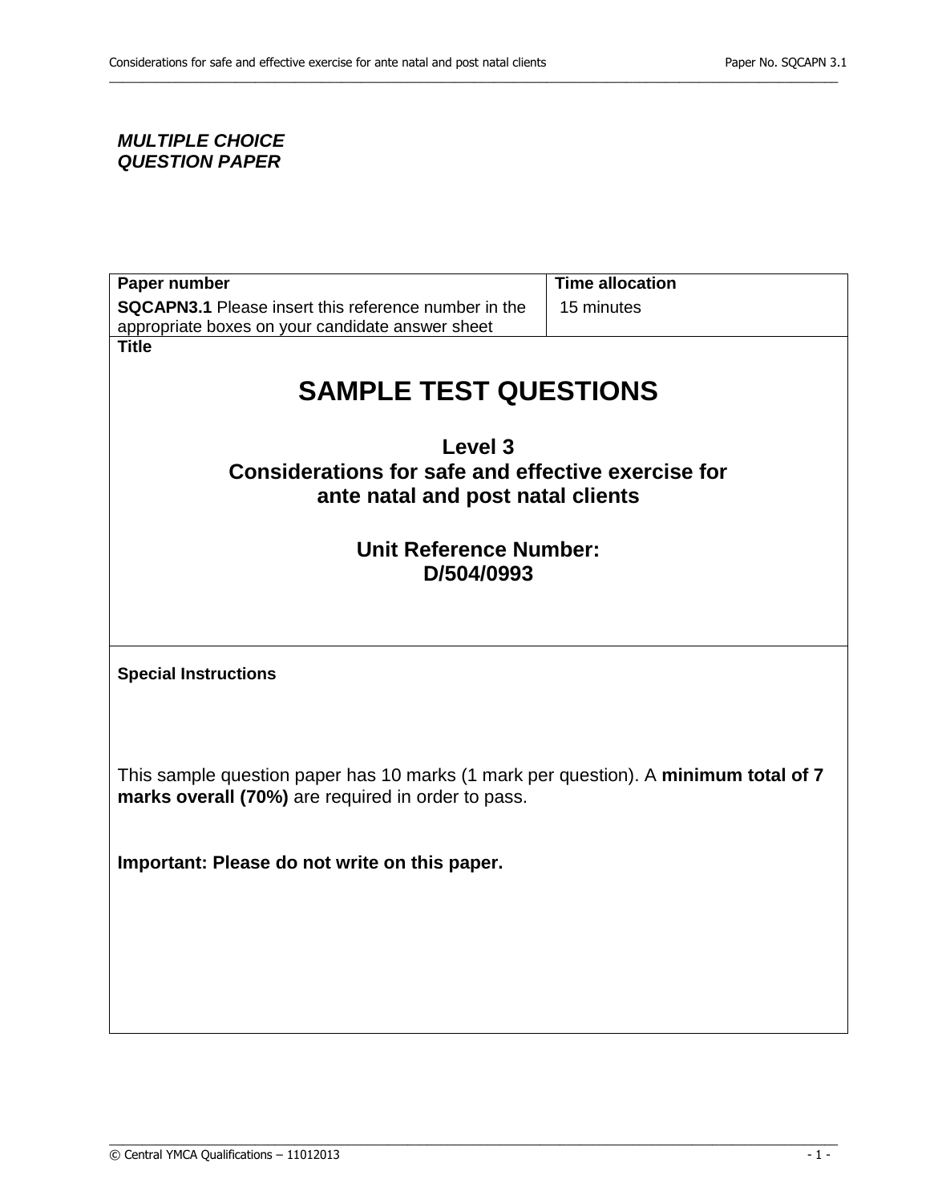***MULTIPLE CHOICE QUESTION PAPER***

| **Paper number** | **Time allocation** |
|---|---|
| **SQCAPN3.1** Please insert this reference number in the appropriate boxes on your candidate answer sheet | 15 minutes |

**Title**

# SAMPLE TEST QUESTIONS

## Level 3
## Considerations for safe and effective exercise for ante natal and post natal clients

## Unit Reference Number: D/504/0993

**Special Instructions**

This sample question paper has 10 marks (1 mark per question). A **minimum total of 7 marks overall (70%)** are required in order to pass.

**Important: Please do not write on this paper.**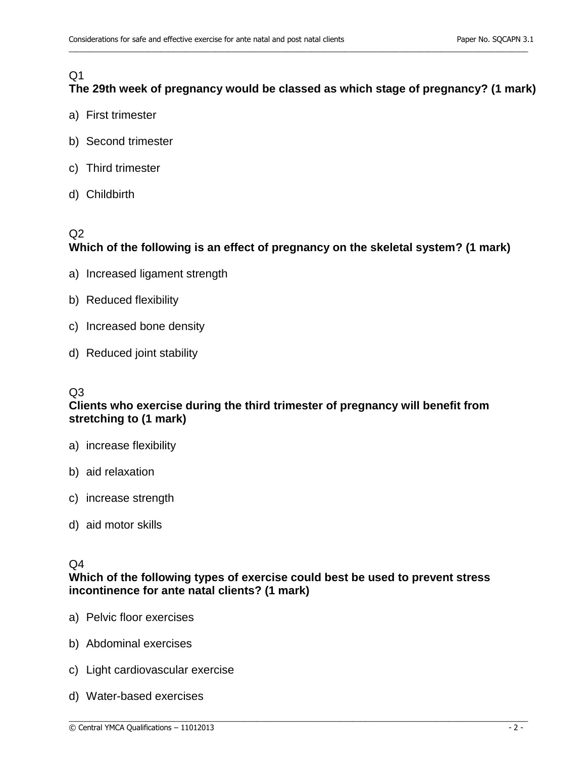Q1

**The 29th week of pregnancy would be classed as which stage of pregnancy? (1 mark)**

a) First trimester

b) Second trimester

c) Third trimester

d) Childbirth

Q2

**Which of the following is an effect of pregnancy on the skeletal system? (1 mark)**

a) Increased ligament strength

b) Reduced flexibility

c) Increased bone density

d) Reduced joint stability

Q3

**Clients who exercise during the third trimester of pregnancy will benefit from stretching to (1 mark)**

a) increase flexibility

b) aid relaxation

c) increase strength

d) aid motor skills

Q4

**Which of the following types of exercise could best be used to prevent stress incontinence for ante natal clients? (1 mark)**

a) Pelvic floor exercises

b) Abdominal exercises

c) Light cardiovascular exercise

d) Water-based exercises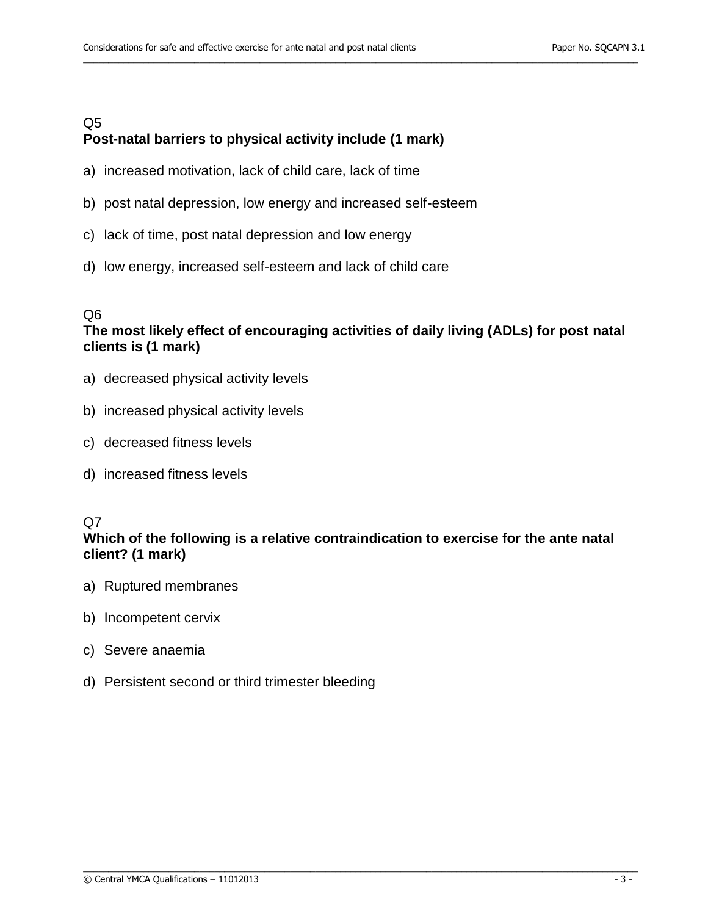Q5
**Post-natal barriers to physical activity include (1 mark)**

a) increased motivation, lack of child care, lack of time

b) post natal depression, low energy and increased self-esteem

c) lack of time, post natal depression and low energy

d) low energy, increased self-esteem and lack of child care

Q6
**The most likely effect of encouraging activities of daily living (ADLs) for post natal clients is (1 mark)**

a) decreased physical activity levels

b) increased physical activity levels

c) decreased fitness levels

d) increased fitness levels

Q7
**Which of the following is a relative contraindication to exercise for the ante natal client? (1 mark)**

a) Ruptured membranes

b) Incompetent cervix

c) Severe anaemia

d) Persistent second or third trimester bleeding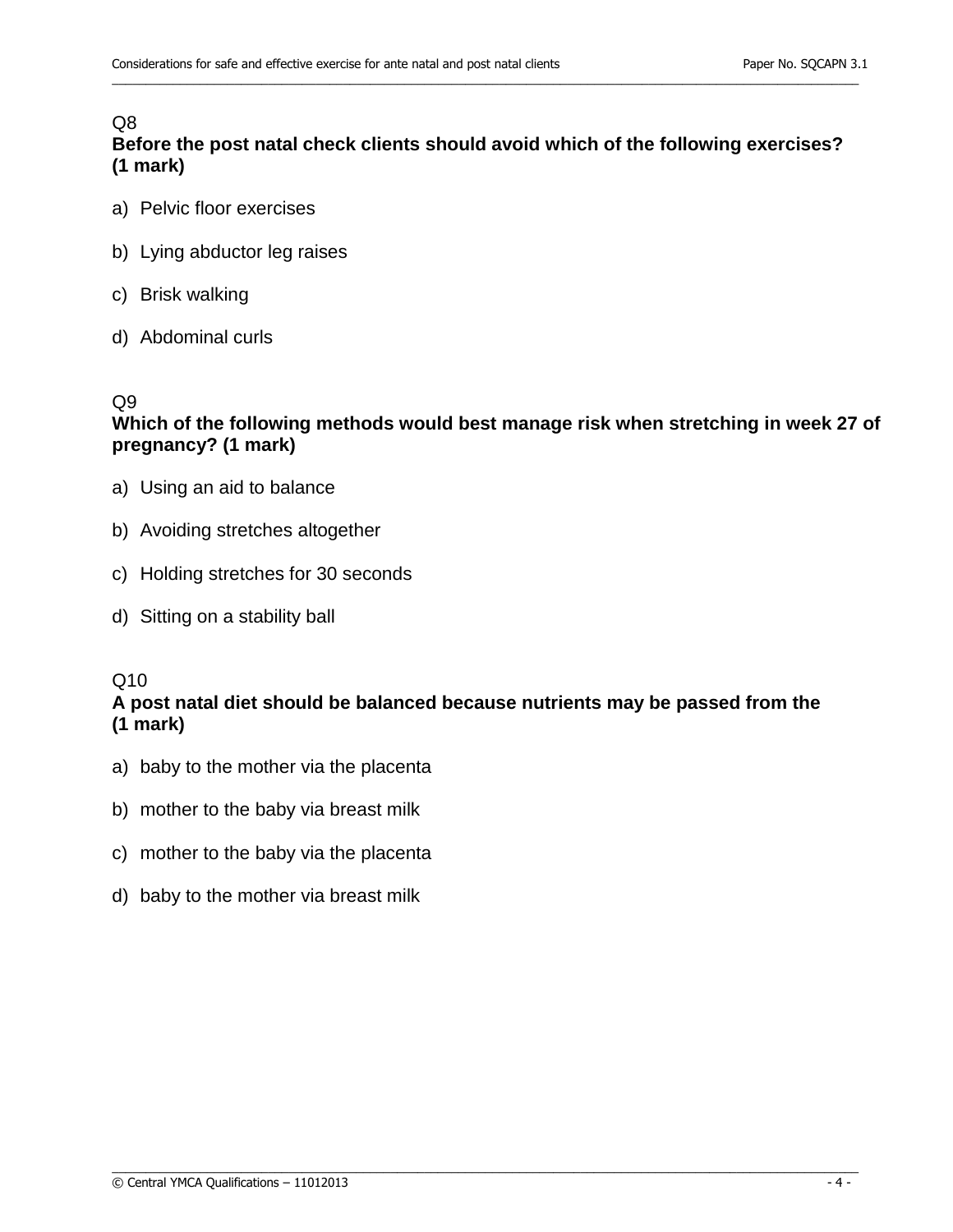Q8
**Before the post natal check clients should avoid which of the following exercises? (1 mark)**

a) Pelvic floor exercises

b) Lying abductor leg raises

c) Brisk walking

d) Abdominal curls

Q9
**Which of the following methods would best manage risk when stretching in week 27 of pregnancy? (1 mark)**

a) Using an aid to balance

b) Avoiding stretches altogether

c) Holding stretches for 30 seconds

d) Sitting on a stability ball

Q10
**A post natal diet should be balanced because nutrients may be passed from the (1 mark)**

a) baby to the mother via the placenta

b) mother to the baby via breast milk

c) mother to the baby via the placenta

d) baby to the mother via breast milk